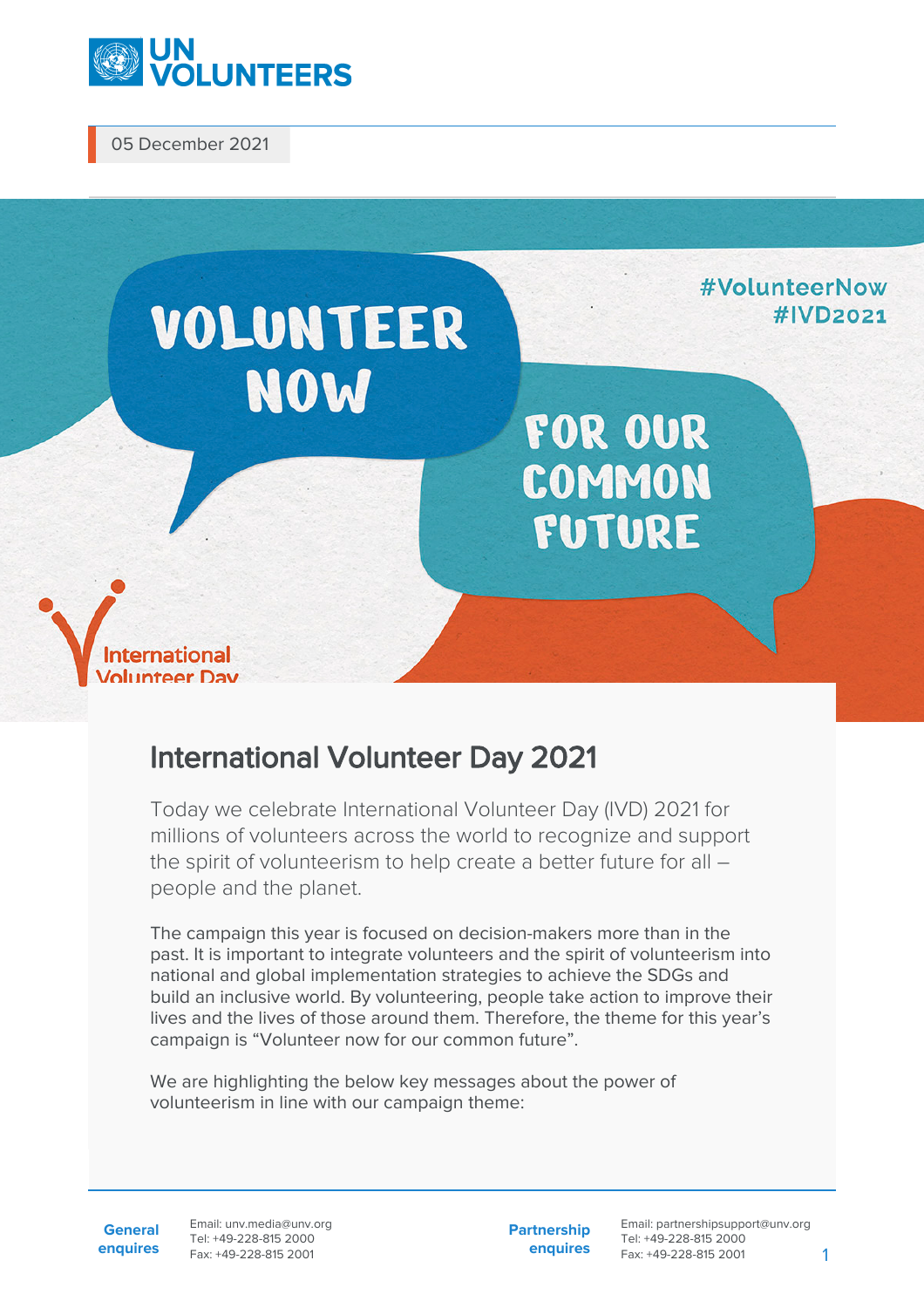05 December 2021

# International Volunteer Day 2021

Today we celebrate International Volunteer Day (IVD) 2021 for millions of volunteers across the world to recognize and support the spirit of volunteerism to help create a better future for all – people and the planet.

The campaign this year is focused on decision-makers more than in the past. It is important to integrate volunteers and the spirit of volunteerism into national and global implementation strategies to achieve the SDGs and build an inclusive world. By volunteering, people take action to improve their lives and the lives of those around them. Therefore, the theme for this year's campaign is "Volunteer now for our common future".

We are highlighting the below key messages about the power of volunteerism in line with our campaign theme: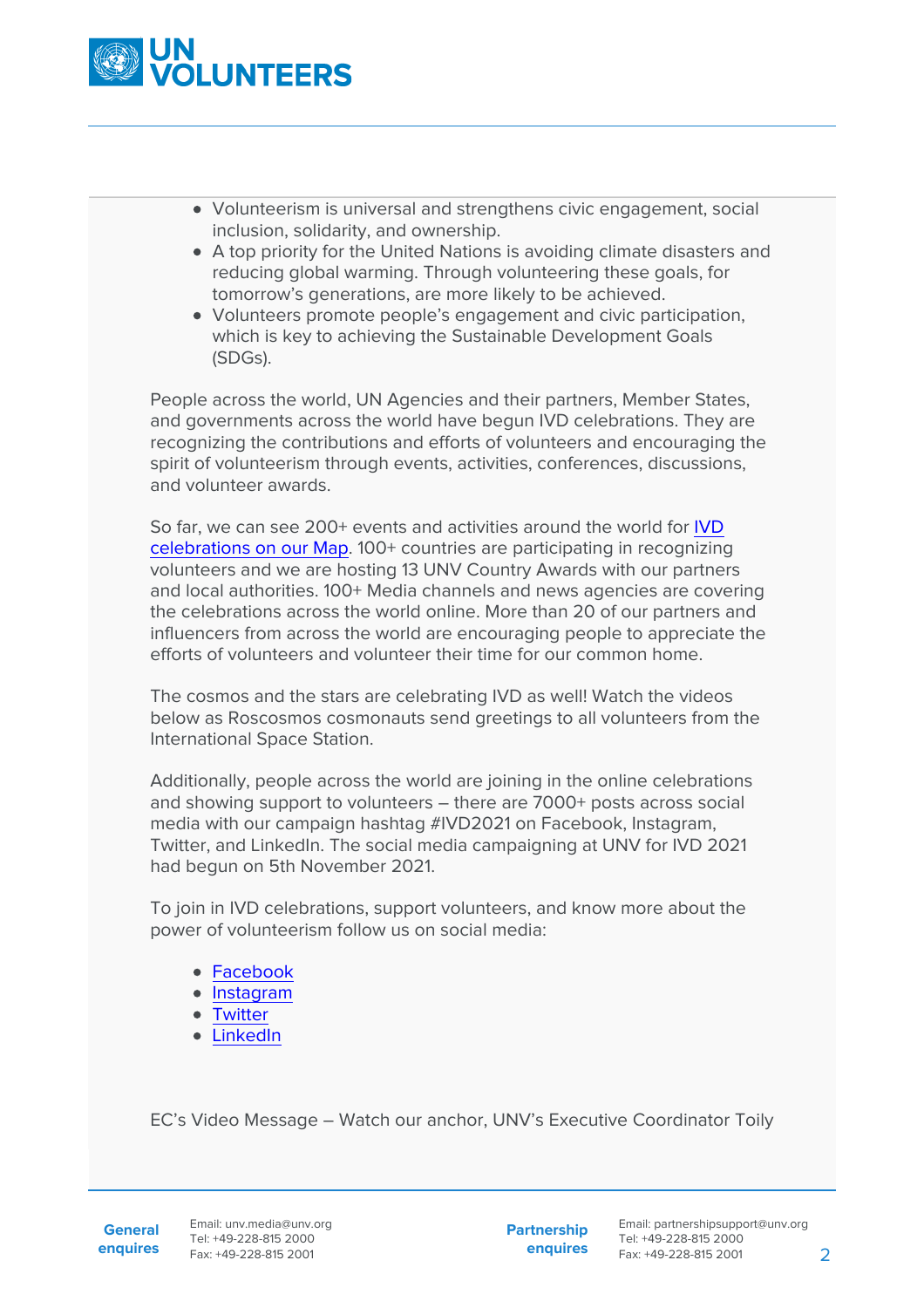- Volunteerism is universal and strengthens civic engagement, social inclusion, solidarity, and ownership.
- A top priority for the United Nations is avoiding climate disasters and reducing global warming. Through volunteering these goals, for tomorrow's generations, are more likely to be achieved.
- Volunteers promote people's engagement and civic participation, which is key to achieving the Sustainable Development Goals (SDGs).

People across the world, UN Agencies and their partners, Member States, and governments across the world have begun IVD celebrations. They are recognizing the contributions and efforts of volunteers and encouraging the spirit of volunteerism through events, activities, conferences, discussions, and volunteer awards.

So far, we can see 200+ events and activities around the world for [IVD celebrations on our Map](). 100+ countries are participating in recognizing volunteers and we are hosting 13 UNV Country Awards with our partners and local authorities. 100+ Media channels and news agencies are covering the celebrations across the world online. More than 20 of our partners and influencers from across the world are encouraging people to appreciate the efforts of volunteers and volunteer their time for our common home.

The cosmos and the stars are celebrating IVD as well! Watch the videos below as Roscosmos cosmonauts send greetings to all volunteers from the International Space Station.

Additionally, people across the world are joining in the online celebrations and showing support to volunteers – there are 7000+ posts across social media with our campaign hashtag #IVD2021 on Facebook, Instagram, Twitter, and LinkedIn. The social media campaigning at UNV for IVD 2021 had begun on 5th November 2021.

To join in IVD celebrations, support volunteers, and know more about the power of volunteerism follow us on social media:

- [Facebook]()
- [Instagram]()
- [Twitter]()
- [LinkedIn]()

EC's Video Message – Watch our anchor, UNV's Executive Coordinator Toily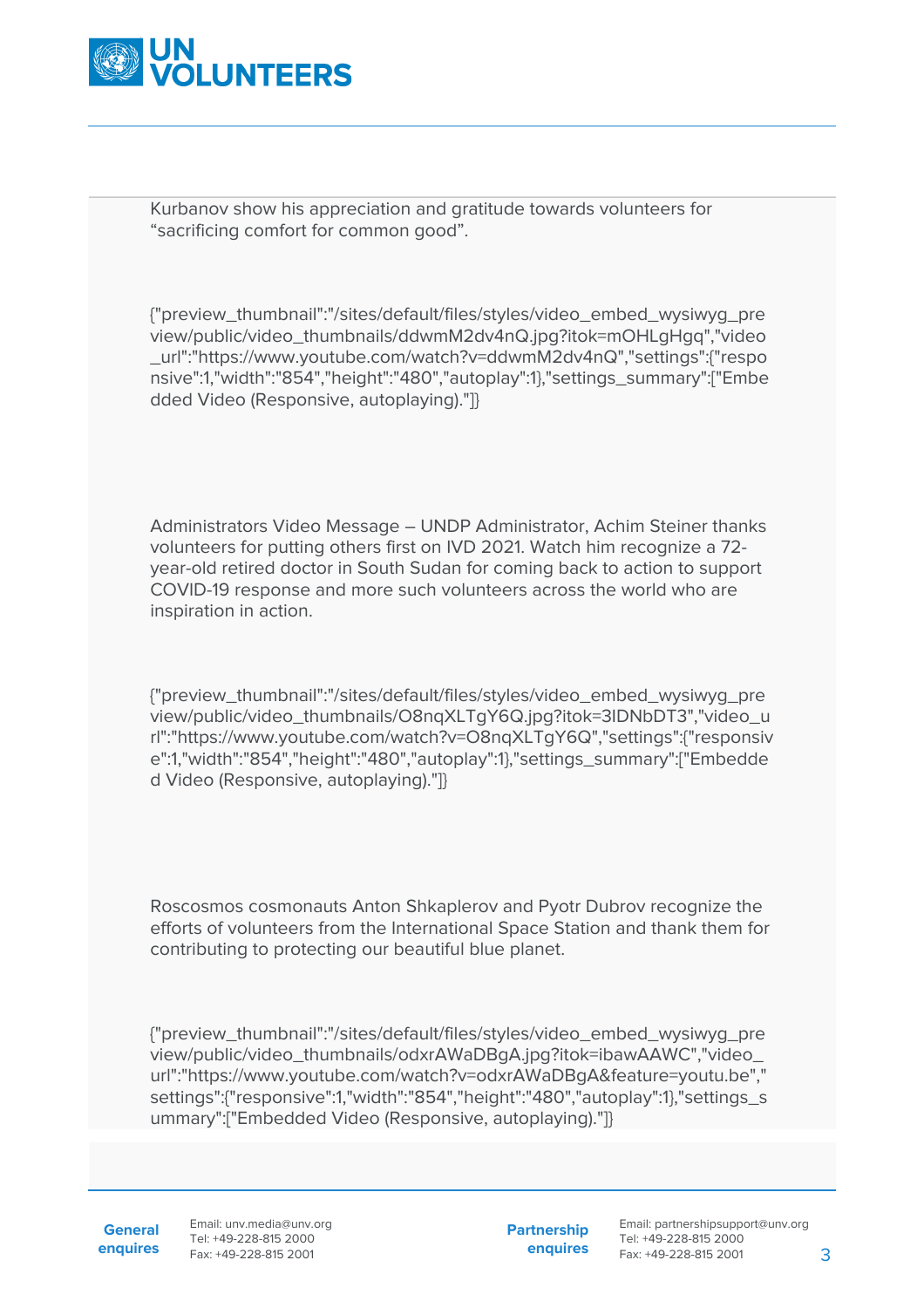Kurbanov show his appreciation and gratitude towards volunteers for "sacrificing comfort for common good".

{"preview_thumbnail":"/sites/default/files/styles/video_embed_wysiwyg_preview/public/video_thumbnails/ddwmM2dv4nQ.jpg?itok=mOHLgHgq","video_url":"https://www.youtube.com/watch?v=ddwmM2dv4nQ","settings":{"responsive":1,"width":"854","height":"480","autoplay":1},"settings_summary":["Embedded Video (Responsive, autoplaying)."]}

Administrators Video Message – UNDP Administrator, Achim Steiner thanks volunteers for putting others first on IVD 2021. Watch him recognize a 72-year-old retired doctor in South Sudan for coming back to action to support COVID-19 response and more such volunteers across the world who are inspiration in action.

{"preview_thumbnail":"/sites/default/files/styles/video_embed_wysiwyg_preview/public/video_thumbnails/O8nqXLTgY6Q.jpg?itok=3lDNbDT3","video_url":"https://www.youtube.com/watch?v=O8nqXLTgY6Q","settings":{"responsive":1,"width":"854","height":"480","autoplay":1},"settings_summary":["Embedded Video (Responsive, autoplaying)."]}

Roscosmos cosmonauts Anton Shkaplerov and Pyotr Dubrov recognize the efforts of volunteers from the International Space Station and thank them for contributing to protecting our beautiful blue planet.

{"preview_thumbnail":"/sites/default/files/styles/video_embed_wysiwyg_preview/public/video_thumbnails/odxrAWaDBgA.jpg?itok=ibawAAWC","video_url":"https://www.youtube.com/watch?v=odxrAWaDBgA&feature=youtu.be","settings":{"responsive":1,"width":"854","height":"480","autoplay":1},"settings_summary":["Embedded Video (Responsive, autoplaying)."]}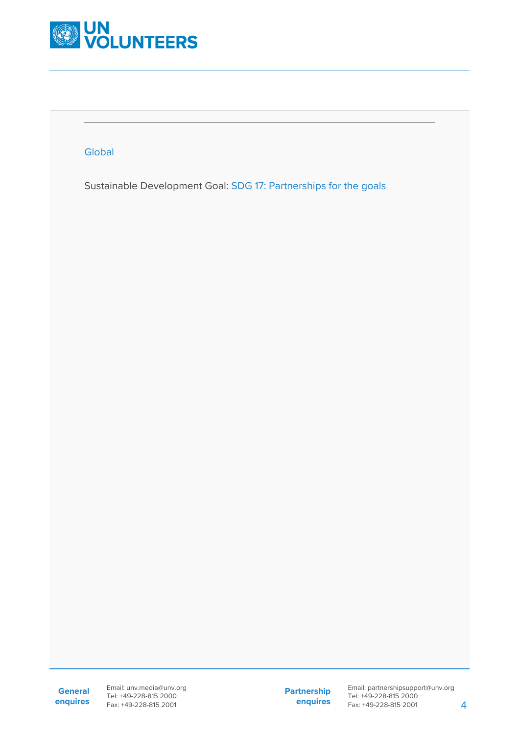Global

Sustainable Development Goal: SDG 17: Partnerships for the goals